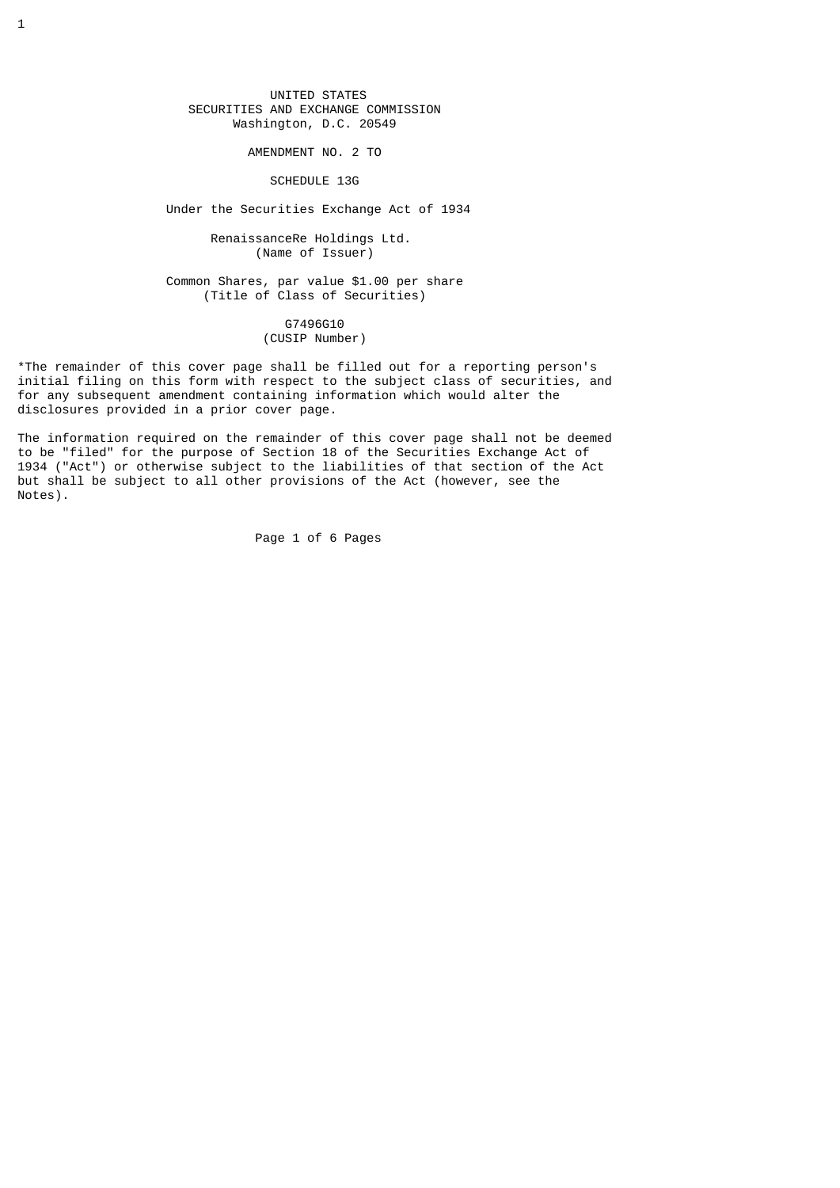UNITED STATES
SECURITIES AND EXCHANGE COMMISSION
Washington, D.C. 20549

AMENDMENT NO. 2 TO

SCHEDULE 13G

Under the Securities Exchange Act of 1934

RenaissanceRe Holdings Ltd.
(Name of Issuer)

Common Shares, par value $1.00 per share
(Title of Class of Securities)

G7496G10
(CUSIP Number)

*The remainder of this cover page shall be filled out for a reporting person's initial filing on this form with respect to the subject class of securities, and for any subsequent amendment containing information which would alter the disclosures provided in a prior cover page.

The information required on the remainder of this cover page shall not be deemed to be "filed" for the purpose of Section 18 of the Securities Exchange Act of 1934 ("Act") or otherwise subject to the liabilities of that section of the Act but shall be subject to all other provisions of the Act (however, see the Notes).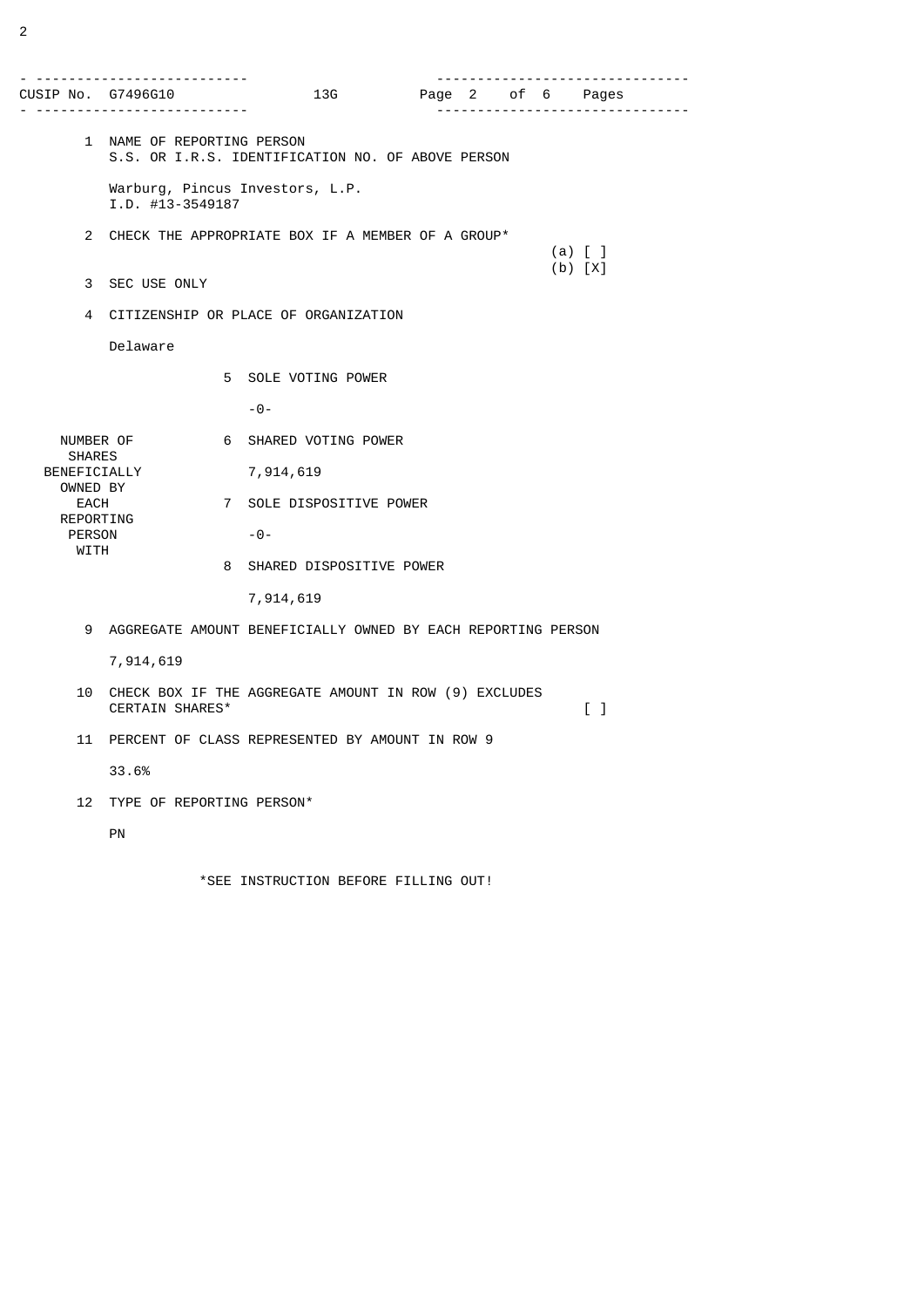| CUSIP No. G7496G10 | 13G | Page 2 of 6 Pages |
|---|---|---|

1 NAME OF REPORTING PERSON
S.S. OR I.R.S. IDENTIFICATION NO. OF ABOVE PERSON

Warburg, Pincus Investors, L.P.
I.D. #13-3549187

2 CHECK THE APPROPRIATE BOX IF A MEMBER OF A GROUP*
(a) [ ]
(b) [X]

3 SEC USE ONLY

4 CITIZENSHIP OR PLACE OF ORGANIZATION

Delaware

| NUMBER OF SHARES BENEFICIALLY OWNED BY EACH REPORTING PERSON WITH | |
|---|---|
| | 5 SOLE VOTING POWER<br>-0- |
| | 6 SHARED VOTING POWER<br>7,914,619 |
| | 7 SOLE DISPOSITIVE POWER<br>-0- |
| | 8 SHARED DISPOSITIVE POWER<br>7,914,619 |

9 AGGREGATE AMOUNT BENEFICIALLY OWNED BY EACH REPORTING PERSON

7,914,619

10 CHECK BOX IF THE AGGREGATE AMOUNT IN ROW (9) EXCLUDES CERTAIN SHARES* [ ]

11 PERCENT OF CLASS REPRESENTED BY AMOUNT IN ROW 9

33.6%

12 TYPE OF REPORTING PERSON*

PN

*SEE INSTRUCTION BEFORE FILLING OUT!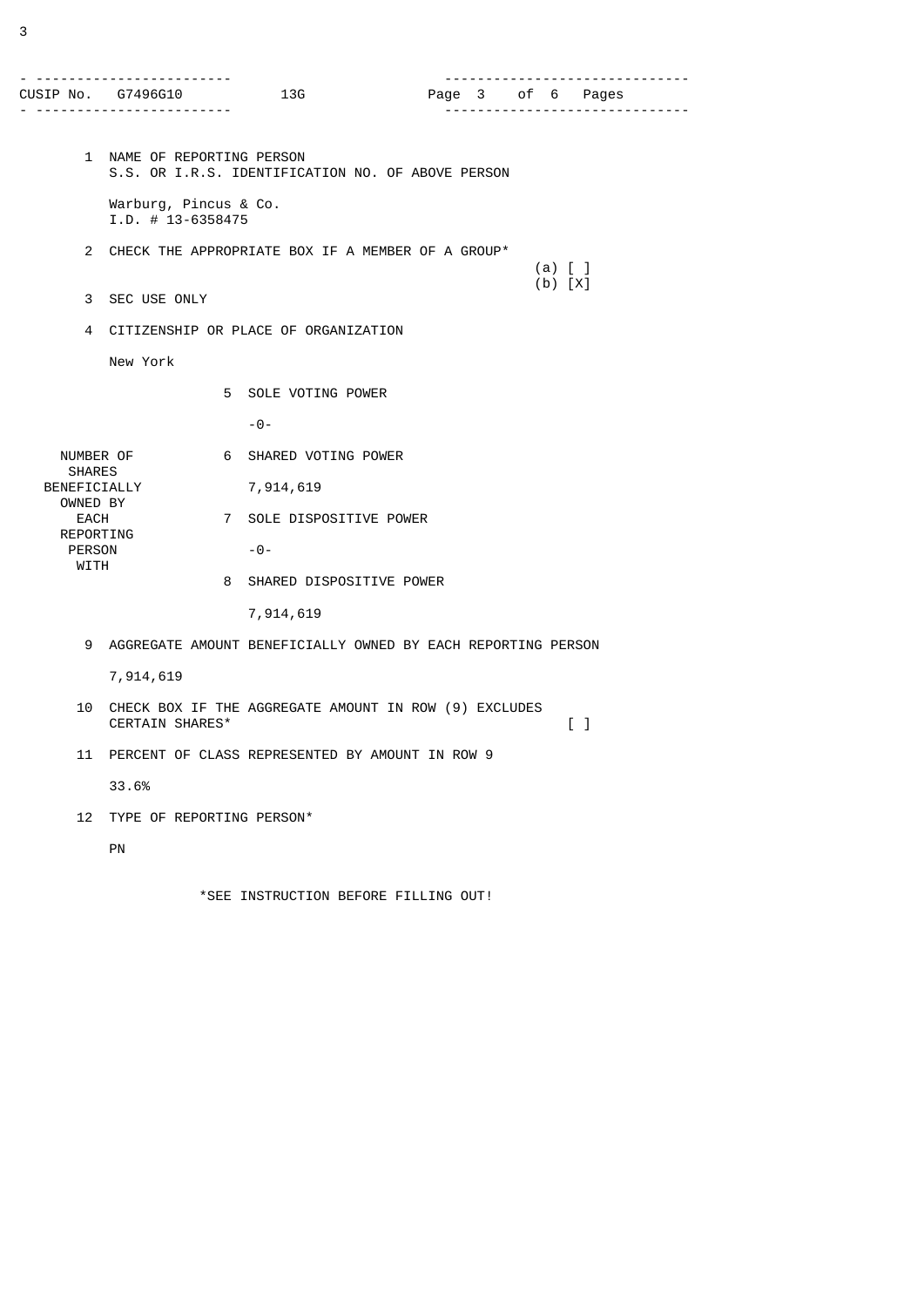CUSIP No. G7496G10 13G

1 NAME OF REPORTING PERSON
S.S. OR I.R.S. IDENTIFICATION NO. OF ABOVE PERSON

Warburg, Pincus & Co.
I.D. # 13-6358475

2 CHECK THE APPROPRIATE BOX IF A MEMBER OF A GROUP*

(a) [ ]
(b) [X]

3 SEC USE ONLY

4 CITIZENSHIP OR PLACE OF ORGANIZATION

New York

| NUMBER OF SHARES BENEFICIALLY OWNED BY EACH REPORTING PERSON WITH | |
|---|---|
| 5 SOLE VOTING POWER | -0- |
| 6 SHARED VOTING POWER | 7,914,619 |
| 7 SOLE DISPOSITIVE POWER | -0- |
| 8 SHARED DISPOSITIVE POWER | 7,914,619 |

9 AGGREGATE AMOUNT BENEFICIALLY OWNED BY EACH REPORTING PERSON

7,914,619

10 CHECK BOX IF THE AGGREGATE AMOUNT IN ROW (9) EXCLUDES CERTAIN SHARES* [ ]

11 PERCENT OF CLASS REPRESENTED BY AMOUNT IN ROW 9

33.6%

12 TYPE OF REPORTING PERSON*

PN

*SEE INSTRUCTION BEFORE FILLING OUT!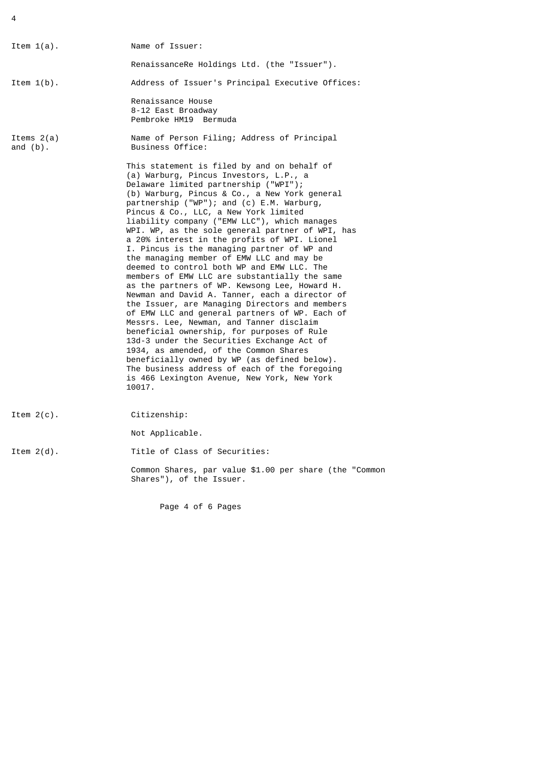Item 1(a). Name of Issuer:

RenaissanceRe Holdings Ltd. (the "Issuer").

Item 1(b). Address of Issuer's Principal Executive Offices:

Renaissance House
8-12 East Broadway
Pembroke HM19 Bermuda

Items 2(a) and (b). Name of Person Filing; Address of Principal Business Office:

This statement is filed by and on behalf of (a) Warburg, Pincus Investors, L.P., a Delaware limited partnership ("WPI"); (b) Warburg, Pincus & Co., a New York general partnership ("WP"); and (c) E.M. Warburg, Pincus & Co., LLC, a New York limited liability company ("EMW LLC"), which manages WPI. WP, as the sole general partner of WPI, has a 20% interest in the profits of WPI. Lionel I. Pincus is the managing partner of WP and the managing member of EMW LLC and may be deemed to control both WP and EMW LLC. The members of EMW LLC are substantially the same as the partners of WP. Kewsong Lee, Howard H. Newman and David A. Tanner, each a director of the Issuer, are Managing Directors and members of EMW LLC and general partners of WP. Each of Messrs. Lee, Newman, and Tanner disclaim beneficial ownership, for purposes of Rule 13d-3 under the Securities Exchange Act of 1934, as amended, of the Common Shares beneficially owned by WP (as defined below). The business address of each of the foregoing is 466 Lexington Avenue, New York, New York 10017.

Item 2(c). Citizenship:

Not Applicable.

Item 2(d). Title of Class of Securities:

Common Shares, par value $1.00 per share (the "Common Shares"), of the Issuer.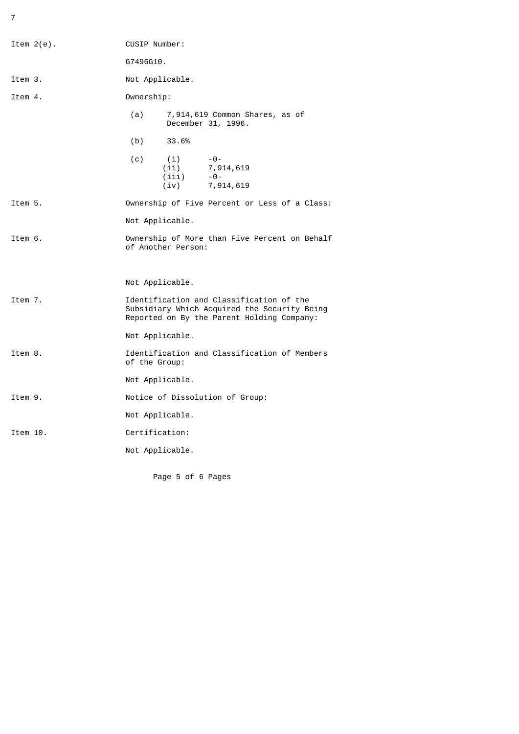Item 2(e). CUSIP Number:

G7496G10.

Item 3. Not Applicable.

Item 4. Ownership:

(a) 7,914,619 Common Shares, as of December 31, 1996.

(b) 33.6%

(c) (i) -0-
(ii) 7,914,619
(iii) -0-
(iv) 7,914,619

Item 5. Ownership of Five Percent or Less of a Class:

Not Applicable.

Item 6. Ownership of More than Five Percent on Behalf of Another Person:

Not Applicable.

Item 7. Identification and Classification of the Subsidiary Which Acquired the Security Being Reported on By the Parent Holding Company:

Not Applicable.

Item 8. Identification and Classification of Members of the Group:

Not Applicable.

Item 9. Notice of Dissolution of Group:

Not Applicable.

Item 10. Certification:

Not Applicable.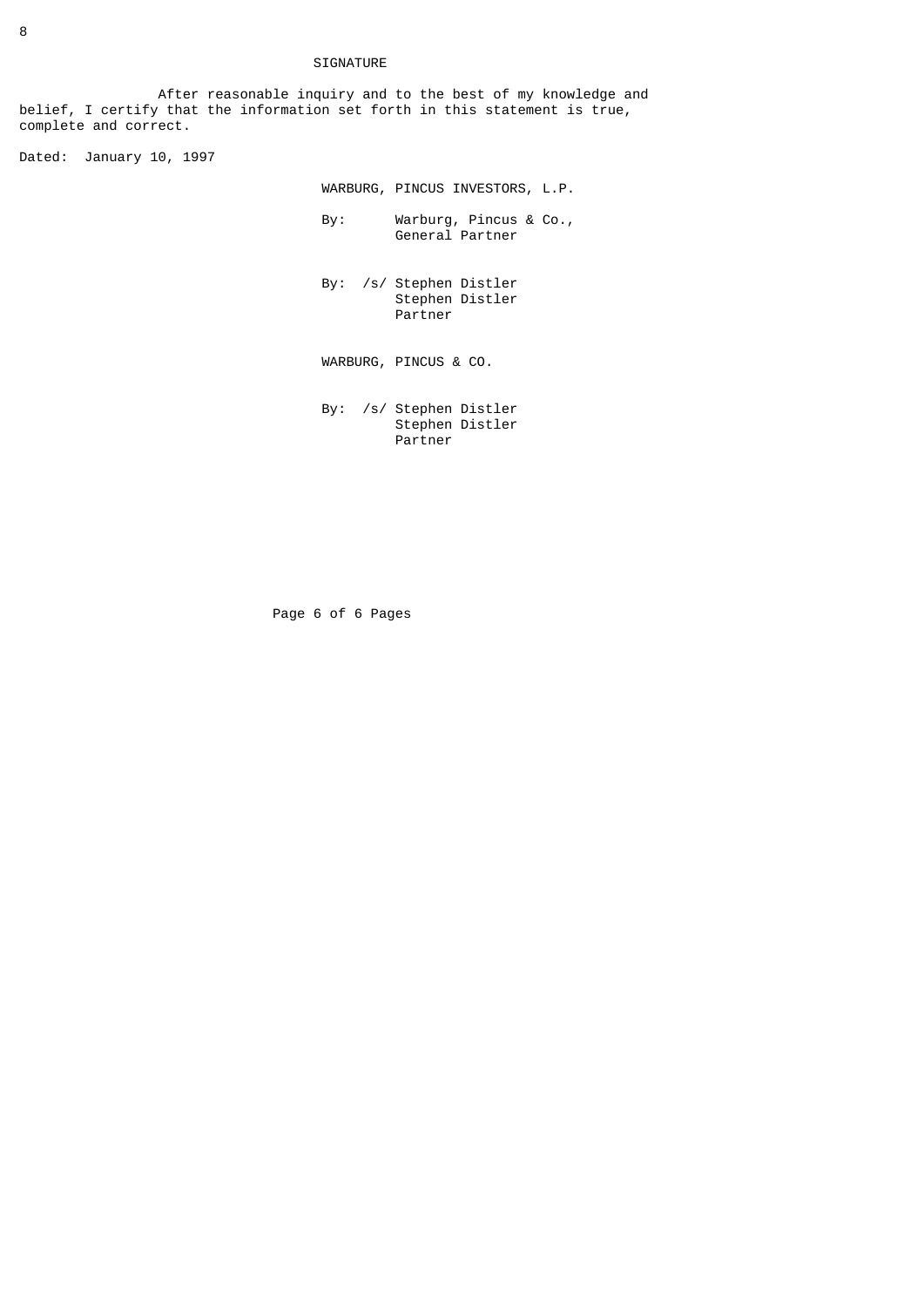# SIGNATURE

After reasonable inquiry and to the best of my knowledge and belief, I certify that the information set forth in this statement is true, complete and correct.

Dated: January 10, 1997

WARBURG, PINCUS INVESTORS, L.P.

By: Warburg, Pincus & Co.,
General Partner

By: /s/ Stephen Distler
Stephen Distler
Partner

WARBURG, PINCUS & CO.

By: /s/ Stephen Distler
Stephen Distler
Partner